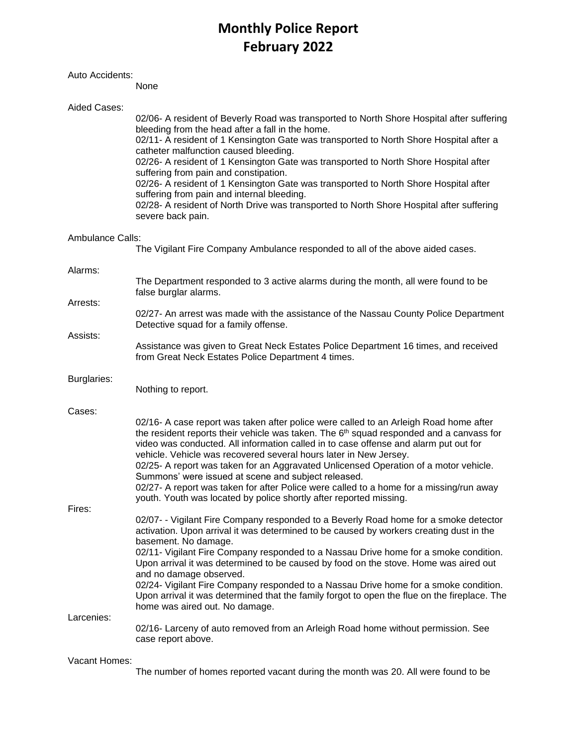# Monthly Police Report
# February 2022

Auto Accidents:

None

Aided Cases:

02/06- A resident of Beverly Road was transported to North Shore Hospital after suffering bleeding from the head after a fall in the home.
02/11- A resident of 1 Kensington Gate was transported to North Shore Hospital after a catheter malfunction caused bleeding.
02/26- A resident of 1 Kensington Gate was transported to North Shore Hospital after suffering from pain and constipation.
02/26- A resident of 1 Kensington Gate was transported to North Shore Hospital after suffering from pain and internal bleeding.
02/28- A resident of North Drive was transported to North Shore Hospital after suffering severe back pain.

Ambulance Calls:

The Vigilant Fire Company Ambulance responded to all of the above aided cases.

Alarms:

The Department responded to 3 active alarms during the month, all were found to be false burglar alarms.

Arrests:

02/27- An arrest was made with the assistance of the Nassau County Police Department Detective squad for a family offense.

Assists:

Assistance was given to Great Neck Estates Police Department 16 times, and received from Great Neck Estates Police Department 4 times.

Burglaries:

Nothing to report.

Cases:

02/16- A case report was taken after police were called to an Arleigh Road home after the resident reports their vehicle was taken. The 6th squad responded and a canvass for video was conducted. All information called in to case offense and alarm put out for vehicle. Vehicle was recovered several hours later in New Jersey.
02/25- A report was taken for an Aggravated Unlicensed Operation of a motor vehicle. Summons' were issued at scene and subject released.
02/27- A report was taken for after Police were called to a home for a missing/run away youth. Youth was located by police shortly after reported missing.

Fires:

02/07- - Vigilant Fire Company responded to a Beverly Road home for a smoke detector activation. Upon arrival it was determined to be caused by workers creating dust in the basement. No damage.
02/11- Vigilant Fire Company responded to a Nassau Drive home for a smoke condition. Upon arrival it was determined to be caused by food on the stove. Home was aired out and no damage observed.
02/24- Vigilant Fire Company responded to a Nassau Drive home for a smoke condition. Upon arrival it was determined that the family forgot to open the flue on the fireplace. The home was aired out. No damage.

Larcenies:

02/16- Larceny of auto removed from an Arleigh Road home without permission. See case report above.

Vacant Homes:

The number of homes reported vacant during the month was 20. All were found to be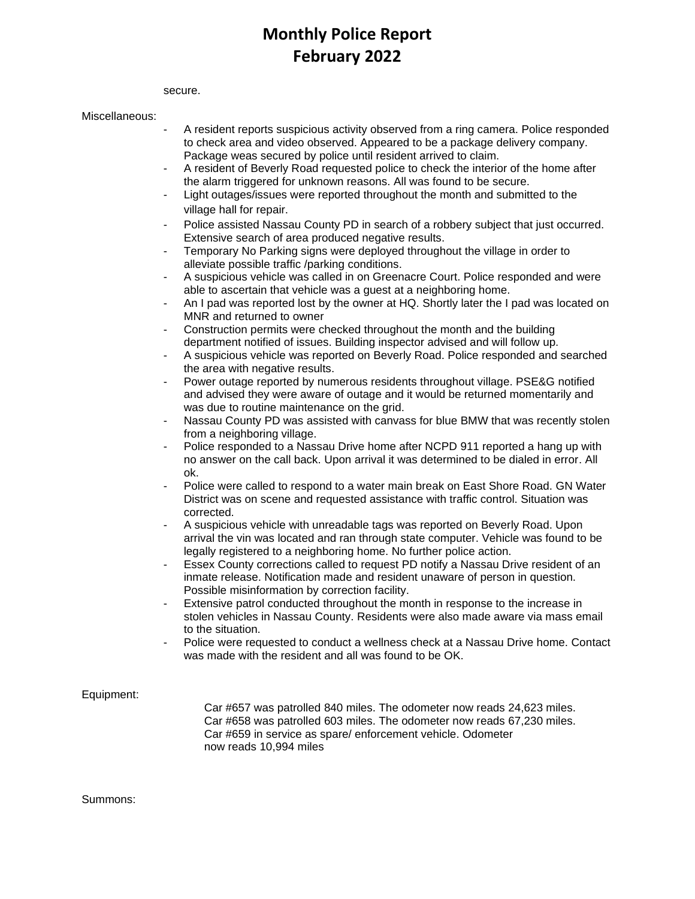secure.

Miscellaneous:

- A resident reports suspicious activity observed from a ring camera. Police responded to check area and video observed. Appeared to be a package delivery company. Package weas secured by police until resident arrived to claim.
- A resident of Beverly Road requested police to check the interior of the home after the alarm triggered for unknown reasons. All was found to be secure.
- Light outages/issues were reported throughout the month and submitted to the village hall for repair.
- Police assisted Nassau County PD in search of a robbery subject that just occurred. Extensive search of area produced negative results.
- Temporary No Parking signs were deployed throughout the village in order to alleviate possible traffic /parking conditions.
- A suspicious vehicle was called in on Greenacre Court. Police responded and were able to ascertain that vehicle was a guest at a neighboring home.
- An I pad was reported lost by the owner at HQ. Shortly later the I pad was located on MNR and returned to owner
- Construction permits were checked throughout the month and the building department notified of issues. Building inspector advised and will follow up.
- A suspicious vehicle was reported on Beverly Road. Police responded and searched the area with negative results.
- Power outage reported by numerous residents throughout village. PSE&G notified and advised they were aware of outage and it would be returned momentarily and was due to routine maintenance on the grid.
- Nassau County PD was assisted with canvass for blue BMW that was recently stolen from a neighboring village.
- Police responded to a Nassau Drive home after NCPD 911 reported a hang up with no answer on the call back. Upon arrival it was determined to be dialed in error. All ok.
- Police were called to respond to a water main break on East Shore Road. GN Water District was on scene and requested assistance with traffic control. Situation was corrected.
- A suspicious vehicle with unreadable tags was reported on Beverly Road. Upon arrival the vin was located and ran through state computer. Vehicle was found to be legally registered to a neighboring home. No further police action.
- Essex County corrections called to request PD notify a Nassau Drive resident of an inmate release. Notification made and resident unaware of person in question. Possible misinformation by correction facility.
- Extensive patrol conducted throughout the month in response to the increase in stolen vehicles in Nassau County. Residents were also made aware via mass email to the situation.
- Police were requested to conduct a wellness check at a Nassau Drive home. Contact was made with the resident and all was found to be OK.

Equipment:

Car #657 was patrolled 840 miles. The odometer now reads 24,623 miles.
Car #658 was patrolled 603 miles. The odometer now reads 67,230 miles.
Car #659 in service as spare/ enforcement vehicle. Odometer now reads 10,994 miles

Summons: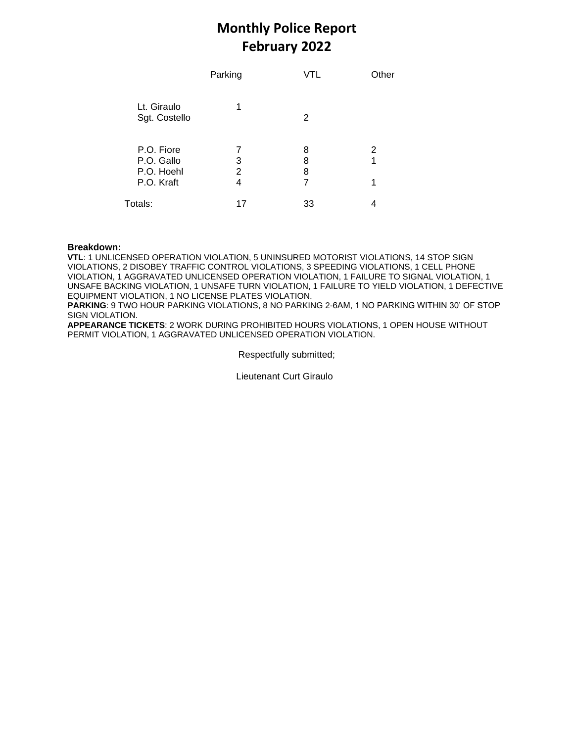# Monthly Police Report
## February 2022

| | Parking | VTL | Other |
|---|---|---|---|
| Lt. Giraulo | 1 | | |
| Sgt. Costello | | 2 | |
| P.O. Fiore | 7 | 8 | 2 |
| P.O. Gallo | 3 | 8 | 1 |
| P.O. Hoehl | 2 | 8 | |
| P.O. Kraft | 4 | 7 | 1 |
| Totals: | 17 | 33 | 4 |

**Breakdown:**

**VTL**: 1 UNLICENSED OPERATION VIOLATION, 5 UNINSURED MOTORIST VIOLATIONS, 14 STOP SIGN VIOLATIONS, 2 DISOBEY TRAFFIC CONTROL VIOLATIONS, 3 SPEEDING VIOLATIONS, 1 CELL PHONE VIOLATION, 1 AGGRAVATED UNLICENSED OPERATION VIOLATION, 1 FAILURE TO SIGNAL VIOLATION, 1 UNSAFE BACKING VIOLATION, 1 UNSAFE TURN VIOLATION, 1 FAILURE TO YIELD VIOLATION, 1 DEFECTIVE EQUIPMENT VIOLATION, 1 NO LICENSE PLATES VIOLATION.

**PARKING**: 9 TWO HOUR PARKING VIOLATIONS, 8 NO PARKING 2-6AM, 1 NO PARKING WITHIN 30' OF STOP SIGN VIOLATION.

**APPEARANCE TICKETS**: 2 WORK DURING PROHIBITED HOURS VIOLATIONS, 1 OPEN HOUSE WITHOUT PERMIT VIOLATION, 1 AGGRAVATED UNLICENSED OPERATION VIOLATION.

Respectfully submitted;

Lieutenant Curt Giraulo